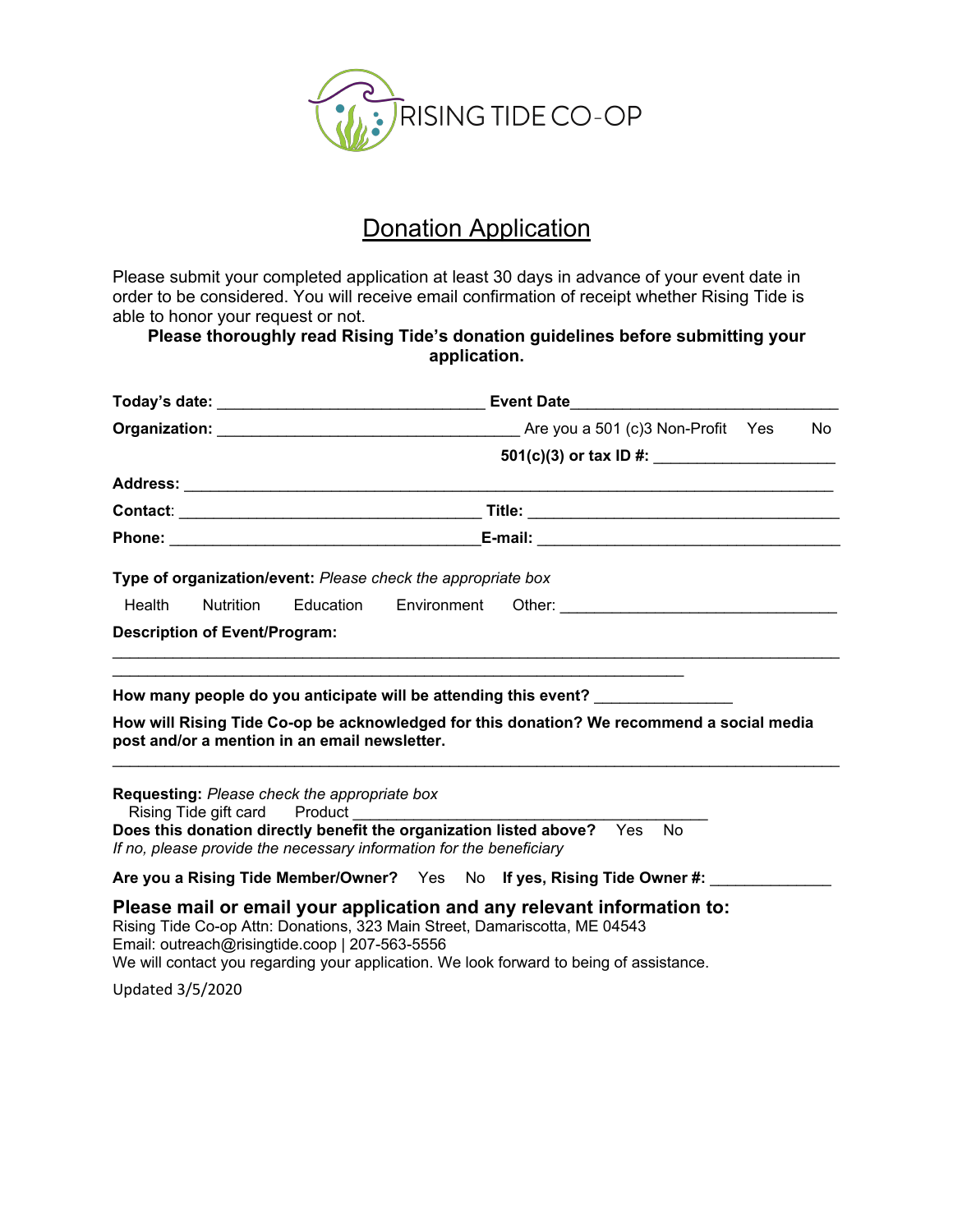RISING TIDE CO-OP

# Donation Application

Please submit your completed application at least 30 days in advance of your event date in order to be considered. You will receive email confirmation of receipt whether Rising Tide is able to honor your request or not.

**Please thoroughly read Rising Tide's donation guidelines before submitting your application.**

**Today's date:** ______________________________ **Event Date**______________________________

**Organization:** __________________________________ Are you a 501 (c)3 Non-Profit Yes No

**501(c)(3) or tax ID #:** ____________________

**Address:** ___________________________________________________________________________

**Contact**: __________________________________ **Title:** ___________________________________

**Phone:** ___________________________________**E-mail:** __________________________________

**Type of organization/event:** *Please check the appropriate box*

Health Nutrition Education Environment Other: ______________________________

**Description of Event/Program:**

_______________________________________________________________________________

_________________________________________________________________

**How many people do you anticipate will be attending this event?** _______________

**How will Rising Tide Co-op be acknowledged for this donation? We recommend a social media post and/or a mention in an email newsletter.**

_______________________________________________________________________________

**Requesting:** *Please check the appropriate box*

Rising Tide gift card Product ________________________________________

**Does this donation directly benefit the organization listed above?** Yes No

*If no, please provide the necessary information for the beneficiary*

**Are you a Rising Tide Member/Owner?** Yes No **If yes, Rising Tide Owner #:** _____________

## Please mail or email your application and any relevant information to:

Rising Tide Co-op Attn: Donations, 323 Main Street, Damariscotta, ME 04543

Email: outreach@risingtide.coop | 207-563-5556

We will contact you regarding your application. We look forward to being of assistance.

Updated 3/5/2020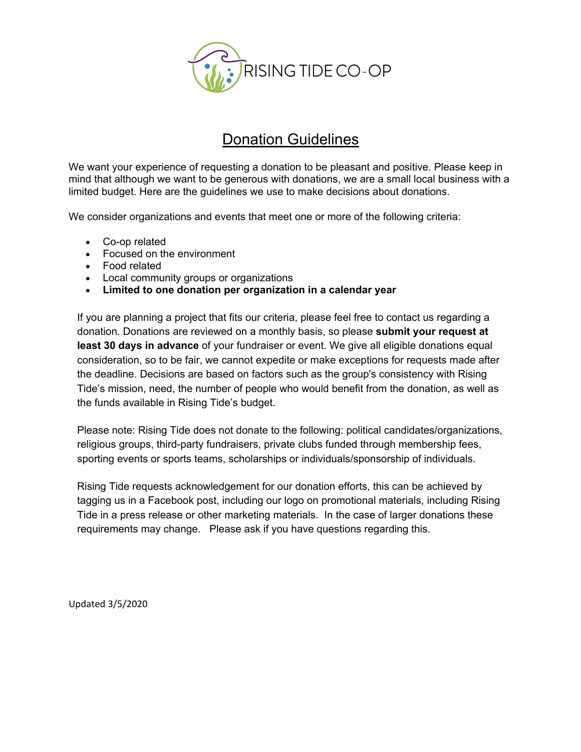RISING TIDE CO-OP

# Donation Guidelines

We want your experience of requesting a donation to be pleasant and positive. Please keep in mind that although we want to be generous with donations, we are a small local business with a limited budget. Here are the guidelines we use to make decisions about donations.

We consider organizations and events that meet one or more of the following criteria:

- Co-op related
- Focused on the environment
- Food related
- Local community groups or organizations
- **Limited to one donation per organization in a calendar year**

If you are planning a project that fits our criteria, please feel free to contact us regarding a donation. Donations are reviewed on a monthly basis, so please **submit your request at least 30 days in advance** of your fundraiser or event. We give all eligible donations equal consideration, so to be fair, we cannot expedite or make exceptions for requests made after the deadline. Decisions are based on factors such as the group's consistency with Rising Tide's mission, need, the number of people who would benefit from the donation, as well as the funds available in Rising Tide's budget.

Please note: Rising Tide does not donate to the following: political candidates/organizations, religious groups, third-party fundraisers, private clubs funded through membership fees, sporting events or sports teams, scholarships or individuals/sponsorship of individuals.

Rising Tide requests acknowledgement for our donation efforts, this can be achieved by tagging us in a Facebook post, including our logo on promotional materials, including Rising Tide in a press release or other marketing materials. In the case of larger donations these requirements may change. Please ask if you have questions regarding this.

Updated 3/5/2020